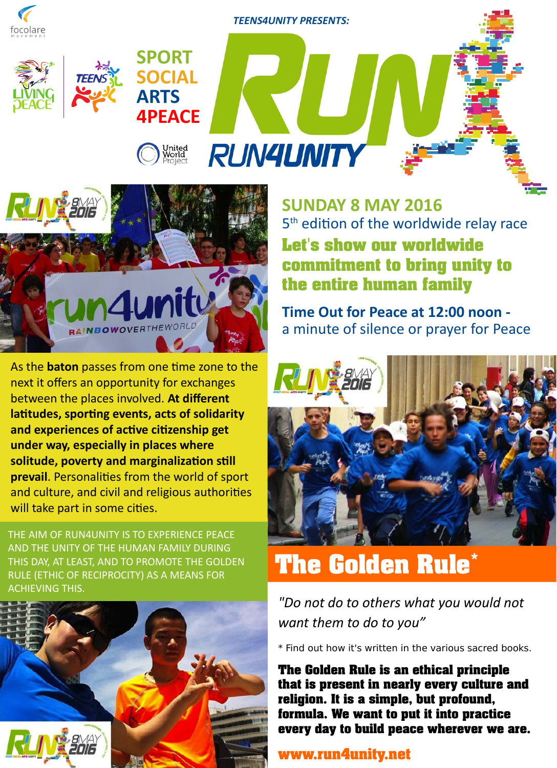TEENS4UNITY PRESENTS:

focolare movement

LIVING PEACE

TEENS

SPORT
SOCIAL
ARTS
4PEACE

United World Project

# RUN

## RUN4UNITY

## SUNDAY 8 MAY 2016

5th edition of the worldwide relay race

**Let's show our worldwide commitment to bring unity to the entire human family**

**Time Out for Peace at 12:00 noon -**
a minute of silence or prayer for Peace

As the **baton** passes from one time zone to the next it offers an opportunity for exchanges between the places involved. **At different latitudes, sporting events, acts of solidarity and experiences of active citizenship get under way, especially in places where solitude, poverty and marginalization still prevail**. Personalities from the world of sport and culture, and civil and religious authorities will take part in some cities.

THE AIM OF RUN4UNITY IS TO EXPERIENCE PEACE AND THE UNITY OF THE HUMAN FAMILY DURING THIS DAY, AT LEAST, AND TO PROMOTE THE GOLDEN RULE (ETHIC OF RECIPROCITY) AS A MEANS FOR ACHIEVING THIS.

## The Golden Rule*

*"Do not do to others what you would not want them to do to you"*

* Find out how it's written in the various sacred books.

**The Golden Rule is an ethical principle that is present in nearly every culture and religion. It is a simple, but profound, formula. We want to put it into practice every day to build peace wherever we are.**

**www.run4unity.net**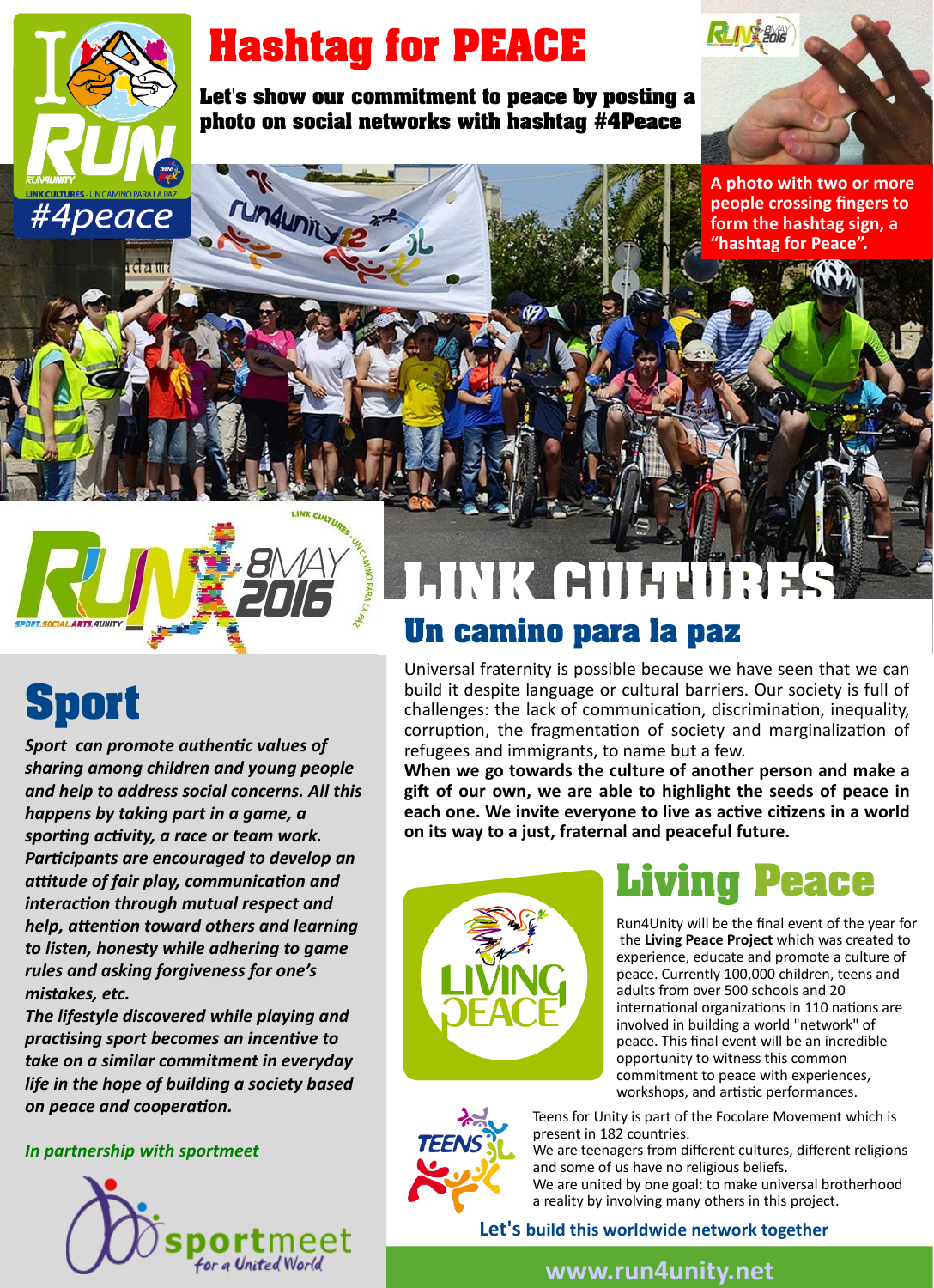# Hashtag for PEACE

**Let's show our commitment to peace by posting a photo on social networks with hashtag #4Peace**

A photo with two or more people crossing fingers to form the hashtag sign, a "hashtag for Peace".

# LINK CULTURES

## Un camino para la paz

Universal fraternity is possible because we have seen that we can build it despite language or cultural barriers. Our society is full of challenges: the lack of communication, discrimination, inequality, corruption, the fragmentation of society and marginalization of refugees and immigrants, to name but a few.

**When we go towards the culture of another person and make a gift of our own, we are able to highlight the seeds of peace in each one. We invite everyone to live as active citizens in a world on its way to a just, fraternal and peaceful future.**

## Sport

***Sport can promote authentic values of sharing among children and young people and help to address social concerns. All this happens by taking part in a game, a sporting activity, a race or team work. Participants are encouraged to develop an attitude of fair play, communication and interaction through mutual respect and help, attention toward others and learning to listen, honesty while adhering to game rules and asking forgiveness for one's mistakes, etc.***

***The lifestyle discovered while playing and practising sport becomes an incentive to take on a similar commitment in everyday life in the hope of building a society based on peace and cooperation.***

***In partnership with sportmeet***

## Living Peace

Run4Unity will be the final event of the year for the **Living Peace Project** which was created to experience, educate and promote a culture of peace. Currently 100,000 children, teens and adults from over 500 schools and 20 international organizations in 110 nations are involved in building a world "network" of peace. This final event will be an incredible opportunity to witness this common commitment to peace with experiences, workshops, and artistic performances.

Teens for Unity is part of the Focolare Movement which is present in 182 countries.
We are teenagers from different cultures, different religions and some of us have no religious beliefs.
We are united by one goal: to make universal brotherhood a reality by involving many others in this project.

**Let's build this worldwide network together**

**www.run4unity.net**